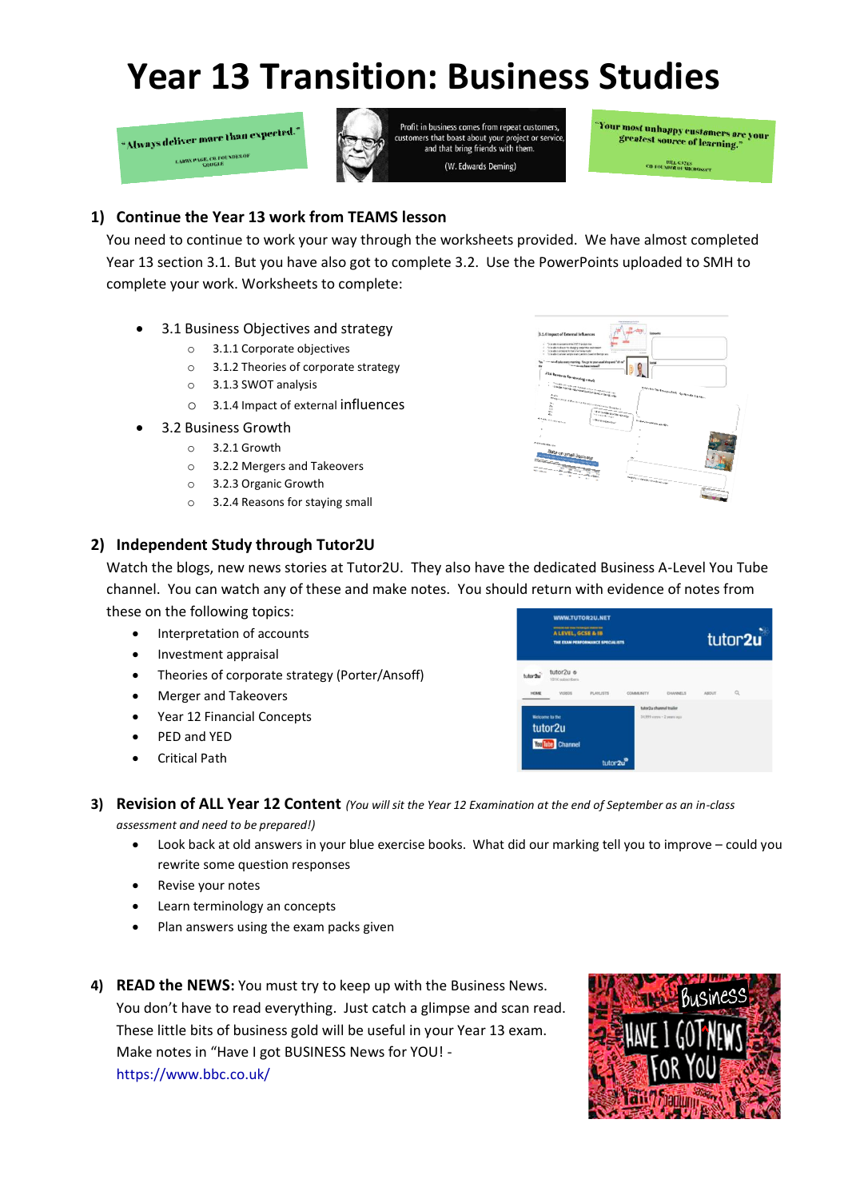# Year 13 Transition: Business Studies

## 1) Continue the Year 13 work from TEAMS lesson

You need to continue to work your way through the worksheets provided. We have almost completed Year 13 section 3.1. But you have also got to complete 3.2. Use the PowerPoints uploaded to SMH to complete your work. Worksheets to complete:

- 3.1 Business Objectives and strategy
  - 3.1.1 Corporate objectives
  - 3.1.2 Theories of corporate strategy
  - 3.1.3 SWOT analysis
  - 3.1.4 Impact of external influences
- 3.2 Business Growth
  - 3.2.1 Growth
  - 3.2.2 Mergers and Takeovers
  - 3.2.3 Organic Growth
  - 3.2.4 Reasons for staying small

## 2) Independent Study through Tutor2U

Watch the blogs, new news stories at Tutor2U. They also have the dedicated Business A-Level You Tube channel. You can watch any of these and make notes. You should return with evidence of notes from these on the following topics:

- Interpretation of accounts
- Investment appraisal
- Theories of corporate strategy (Porter/Ansoff)
- Merger and Takeovers
- Year 12 Financial Concepts
- PED and YED
- Critical Path

## 3) Revision of ALL Year 12 Content *(You will sit the Year 12 Examination at the end of September as an in-class assessment and need to be prepared!)*

- Look back at old answers in your blue exercise books. What did our marking tell you to improve – could you rewrite some question responses
- Revise your notes
- Learn terminology an concepts
- Plan answers using the exam packs given

## 4) READ the NEWS:

You must try to keep up with the Business News. You don't have to read everything. Just catch a glimpse and scan read. These little bits of business gold will be useful in your Year 13 exam. Make notes in "Have I got BUSINESS News for YOU! - https://www.bbc.co.uk/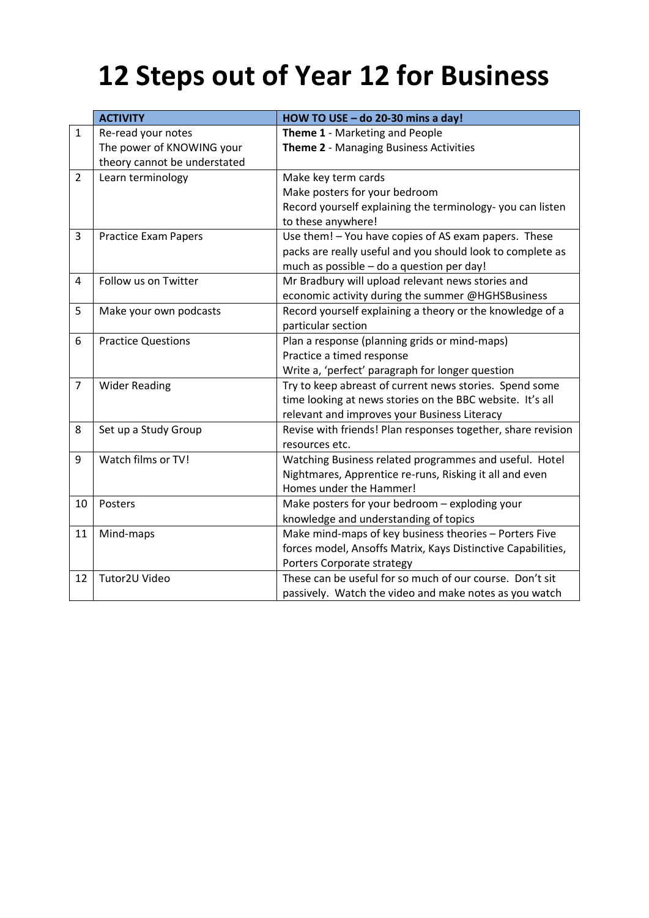# 12 Steps out of Year 12 for Business

| | ACTIVITY | HOW TO USE – do 20-30 mins a day! |
|---|---|---|
| 1 | Re-read your notes<br>The power of KNOWING your theory cannot be understated | **Theme 1** - Marketing and People<br>**Theme 2** - Managing Business Activities |
| 2 | Learn terminology | Make key term cards<br>Make posters for your bedroom<br>Record yourself explaining the terminology- you can listen to these anywhere! |
| 3 | Practice Exam Papers | Use them! – You have copies of AS exam papers. These packs are really useful and you should look to complete as much as possible – do a question per day! |
| 4 | Follow us on Twitter | Mr Bradbury will upload relevant news stories and economic activity during the summer @HGHSBusiness |
| 5 | Make your own podcasts | Record yourself explaining a theory or the knowledge of a particular section |
| 6 | Practice Questions | Plan a response (planning grids or mind-maps)<br>Practice a timed response<br>Write a, 'perfect' paragraph for longer question |
| 7 | Wider Reading | Try to keep abreast of current news stories. Spend some time looking at news stories on the BBC website. It's all relevant and improves your Business Literacy |
| 8 | Set up a Study Group | Revise with friends! Plan responses together, share revision resources etc. |
| 9 | Watch films or TV! | Watching Business related programmes and useful. Hotel Nightmares, Apprentice re-runs, Risking it all and even Homes under the Hammer! |
| 10 | Posters | Make posters for your bedroom – exploding your knowledge and understanding of topics |
| 11 | Mind-maps | Make mind-maps of key business theories – Porters Five forces model, Ansoffs Matrix, Kays Distinctive Capabilities, Porters Corporate strategy |
| 12 | Tutor2U Video | These can be useful for so much of our course. Don't sit passively. Watch the video and make notes as you watch |